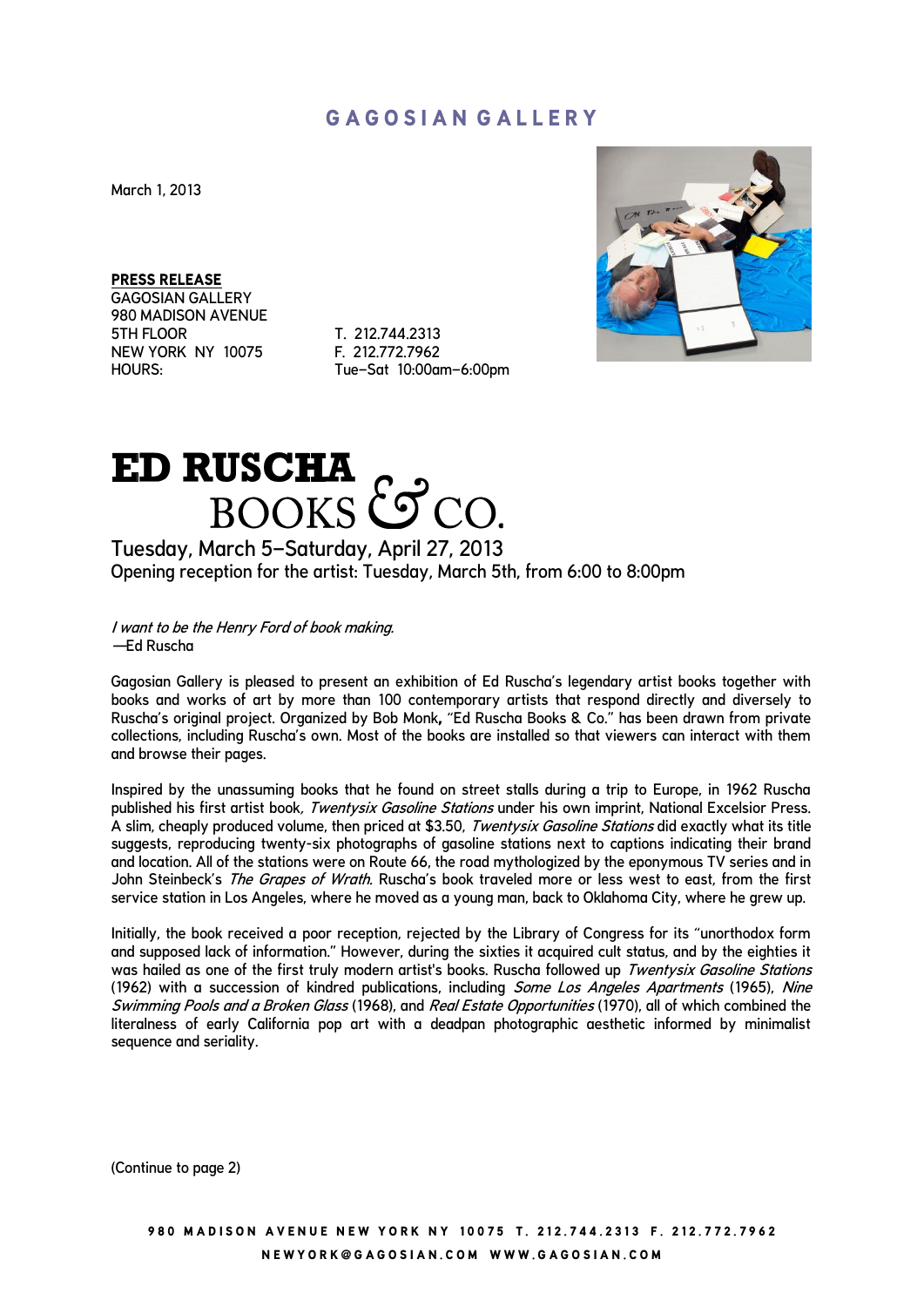# GAGOSIAN GALLERY

March 1, 2013

**PRESS RELEASE**
GAGOSIAN GALLERY
980 MADISON AVENUE
5TH FLOOR
NEW YORK NY 10075
HOURS:

T. 212.744.2313
F. 212.772.7962
Tue–Sat 10:00am–6:00pm

# ED RUSCHA BOOKS & CO.

Tuesday, March 5–Saturday, April 27, 2013
Opening reception for the artist: Tuesday, March 5th, from 6:00 to 8:00pm

*I want to be the Henry Ford of book making.*
—Ed Ruscha

Gagosian Gallery is pleased to present an exhibition of Ed Ruscha's legendary artist books together with books and works of art by more than 100 contemporary artists that respond directly and diversely to Ruscha's original project. Organized by Bob Monk**,** "Ed Ruscha Books & Co." has been drawn from private collections, including Ruscha's own. Most of the books are installed so that viewers can interact with them and browse their pages.

Inspired by the unassuming books that he found on street stalls during a trip to Europe, in 1962 Ruscha published his first artist book*, Twentysix Gasoline Stations* under his own imprint, National Excelsior Press. A slim, cheaply produced volume, then priced at $3.50, *Twentysix Gasoline Stations* did exactly what its title suggests, reproducing twenty-six photographs of gasoline stations next to captions indicating their brand and location. All of the stations were on Route 66, the road mythologized by the eponymous TV series and in John Steinbeck's *The Grapes of Wrath*. Ruscha's book traveled more or less west to east, from the first service station in Los Angeles, where he moved as a young man, back to Oklahoma City, where he grew up.

Initially, the book received a poor reception, rejected by the Library of Congress for its "unorthodox form and supposed lack of information." However, during the sixties it acquired cult status, and by the eighties it was hailed as one of the first truly modern artist's books. Ruscha followed up *Twentysix Gasoline Stations* (1962) with a succession of kindred publications, including *Some Los Angeles Apartments* (1965), *Nine Swimming Pools and a Broken Glass* (1968), and *Real Estate Opportunities* (1970), all of which combined the literalness of early California pop art with a deadpan photographic aesthetic informed by minimalist sequence and seriality.

(Continue to page 2)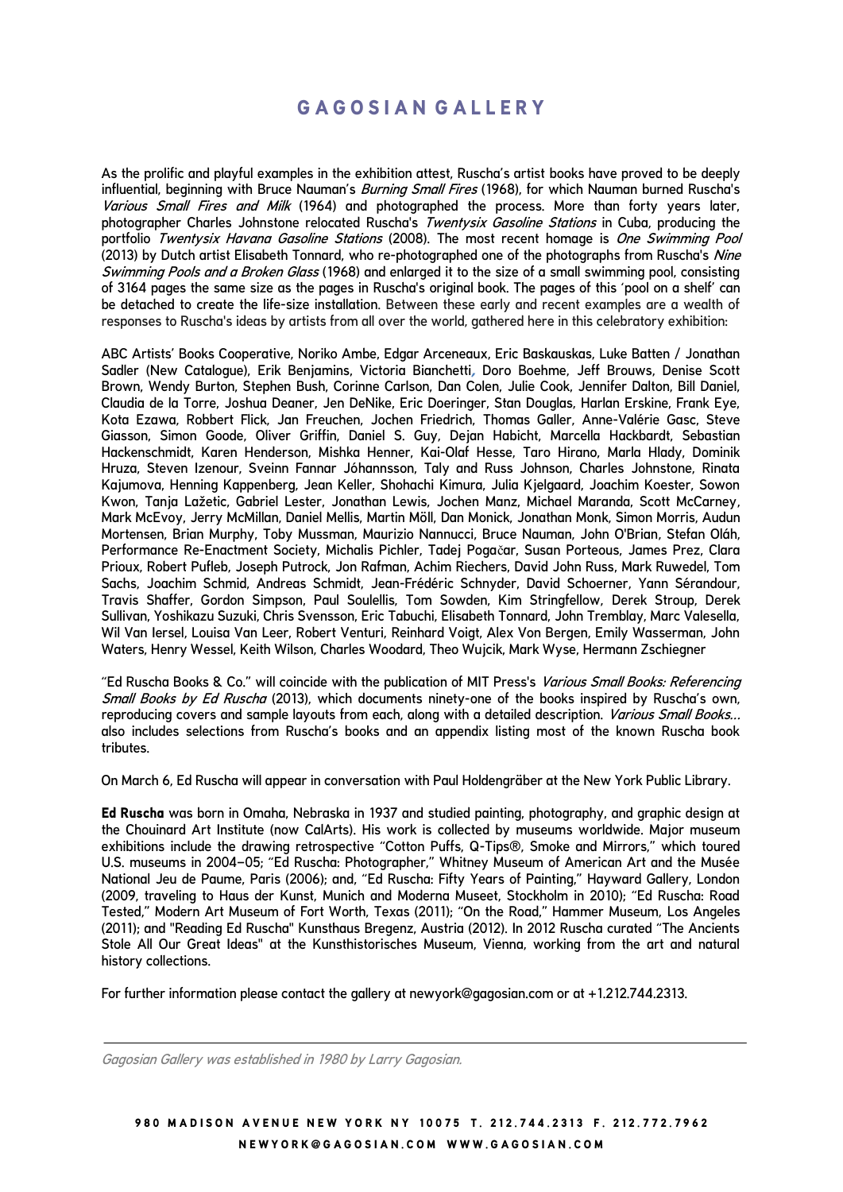As the prolific and playful examples in the exhibition attest, Ruscha's artist books have proved to be deeply influential, beginning with Bruce Nauman's *Burning Small Fires* (1968), for which Nauman burned Ruscha's *Various Small Fires and Milk* (1964) and photographed the process. More than forty years later, photographer Charles Johnstone relocated Ruscha's *Twentysix Gasoline Stations* in Cuba, producing the portfolio *Twentysix Havana Gasoline Stations* (2008). The most recent homage is *One Swimming Pool* (2013) by Dutch artist Elisabeth Tonnard, who re-photographed one of the photographs from Ruscha's *Nine Swimming Pools and a Broken Glass* (1968) and enlarged it to the size of a small swimming pool, consisting of 3164 pages the same size as the pages in Ruscha's original book. The pages of this 'pool on a shelf' can be detached to create the life-size installation. Between these early and recent examples are a wealth of responses to Ruscha's ideas by artists from all over the world, gathered here in this celebratory exhibition:

ABC Artists' Books Cooperative, Noriko Ambe, Edgar Arceneaux, Eric Baskauskas, Luke Batten / Jonathan Sadler (New Catalogue), Erik Benjamins, Victoria Bianchetti, Doro Boehme, Jeff Brouws, Denise Scott Brown, Wendy Burton, Stephen Bush, Corinne Carlson, Dan Colen, Julie Cook, Jennifer Dalton, Bill Daniel, Claudia de la Torre, Joshua Deaner, Jen DeNike, Eric Doeringer, Stan Douglas, Harlan Erskine, Frank Eye, Kota Ezawa, Robbert Flick, Jan Freuchen, Jochen Friedrich, Thomas Galler, Anne-Valérie Gasc, Steve Giasson, Simon Goode, Oliver Griffin, Daniel S. Guy, Dejan Habicht, Marcella Hackbardt, Sebastian Hackenschmidt, Karen Henderson, Mishka Henner, Kai-Olaf Hesse, Taro Hirano, Marla Hlady, Dominik Hruza, Steven Izenour, Sveinn Fannar Jóhannsson, Taly and Russ Johnson, Charles Johnstone, Rinata Kajumova, Henning Kappenberg, Jean Keller, Shohachi Kimura, Julia Kjelgaard, Joachim Koester, Sowon Kwon, Tanja Lažetic, Gabriel Lester, Jonathan Lewis, Jochen Manz, Michael Maranda, Scott McCarney, Mark McEvoy, Jerry McMillan, Daniel Mellis, Martin Möll, Dan Monick, Jonathan Monk, Simon Morris, Audun Mortensen, Brian Murphy, Toby Mussman, Maurizio Nannucci, Bruce Nauman, John O'Brian, Stefan Oláh, Performance Re-Enactment Society, Michalis Pichler, Tadej Pogačar, Susan Porteous, James Prez, Clara Prioux, Robert Pufleb, Joseph Putrock, Jon Rafman, Achim Riechers, David John Russ, Mark Ruwedel, Tom Sachs, Joachim Schmid, Andreas Schmidt, Jean-Frédéric Schnyder, David Schoerner, Yann Sérandour, Travis Shaffer, Gordon Simpson, Paul Soulellis, Tom Sowden, Kim Stringfellow, Derek Stroup, Derek Sullivan, Yoshikazu Suzuki, Chris Svensson, Eric Tabuchi, Elisabeth Tonnard, John Tremblay, Marc Valesella, Wil Van Iersel, Louisa Van Leer, Robert Venturi, Reinhard Voigt, Alex Von Bergen, Emily Wasserman, John Waters, Henry Wessel, Keith Wilson, Charles Woodard, Theo Wujcik, Mark Wyse, Hermann Zschiegner

"Ed Ruscha Books & Co." will coincide with the publication of MIT Press's *Various Small Books: Referencing Small Books by Ed Ruscha* (2013), which documents ninety-one of the books inspired by Ruscha's own, reproducing covers and sample layouts from each, along with a detailed description. *Various Small Books…* also includes selections from Ruscha's books and an appendix listing most of the known Ruscha book tributes.

On March 6, Ed Ruscha will appear in conversation with Paul Holdengräber at the New York Public Library.

**Ed Ruscha** was born in Omaha, Nebraska in 1937 and studied painting, photography, and graphic design at the Chouinard Art Institute (now CalArts). His work is collected by museums worldwide. Major museum exhibitions include the drawing retrospective "Cotton Puffs, Q-Tips®, Smoke and Mirrors," which toured U.S. museums in 2004–05; "Ed Ruscha: Photographer," Whitney Museum of American Art and the Musée National Jeu de Paume, Paris (2006); and, "Ed Ruscha: Fifty Years of Painting," Hayward Gallery, London (2009, traveling to Haus der Kunst, Munich and Moderna Museet, Stockholm in 2010); "Ed Ruscha: Road Tested," Modern Art Museum of Fort Worth, Texas (2011); "On the Road," Hammer Museum, Los Angeles (2011); and "Reading Ed Ruscha" Kunsthaus Bregenz, Austria (2012). In 2012 Ruscha curated "The Ancients Stole All Our Great Ideas" at the Kunsthistorisches Museum, Vienna, working from the art and natural history collections.

For further information please contact the gallery at newyork@gagosian.com or at +1.212.744.2313.

---

*Gagosian Gallery was established in 1980 by Larry Gagosian.*